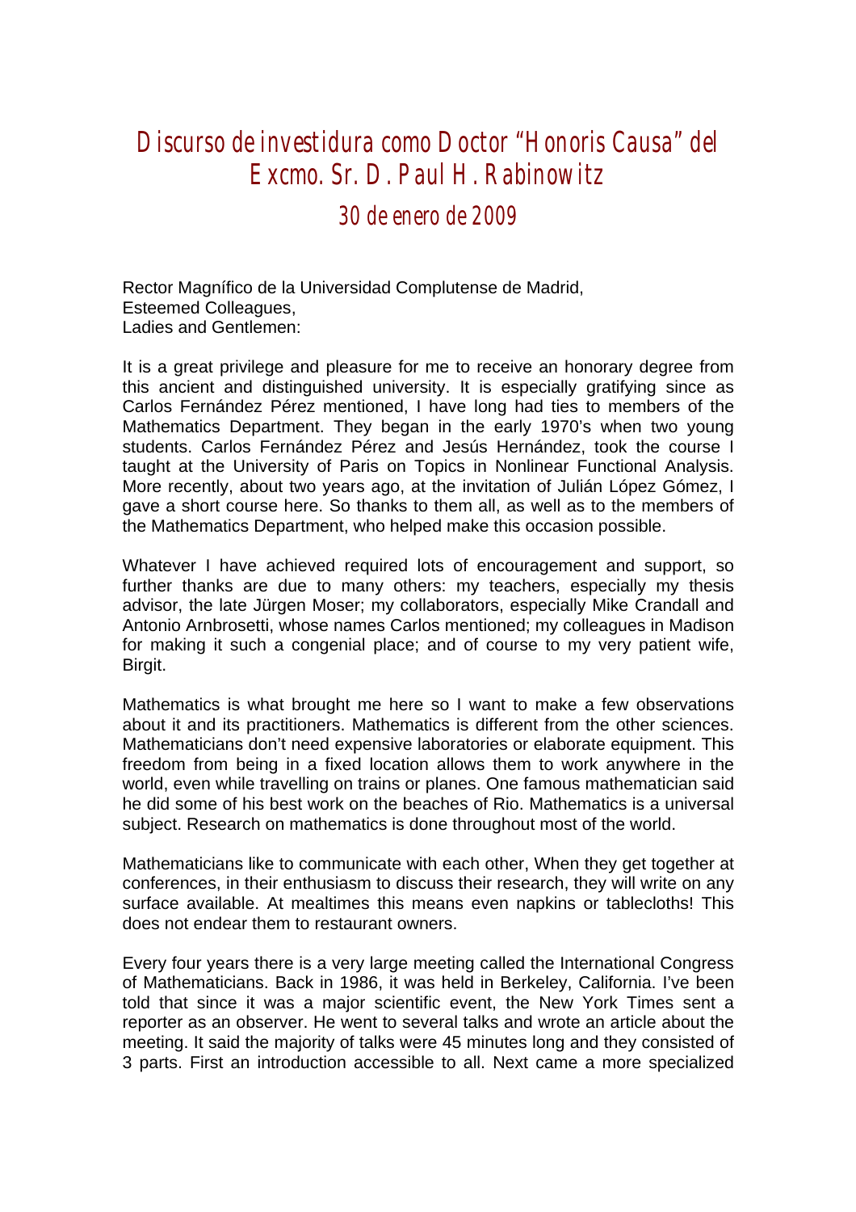# Discurso de investidura como Doctor "Honoris Causa" del Excmo. Sr. D. Paul H. Rabinowitz

## 30 de enero de 2009

Rector Magnífico de la Universidad Complutense de Madrid,
Esteemed Colleagues,
Ladies and Gentlemen:

It is a great privilege and pleasure for me to receive an honorary degree from this ancient and distinguished university. It is especially gratifying since as Carlos Fernández Pérez mentioned, I have long had ties to members of the Mathematics Department. They began in the early 1970's when two young students. Carlos Fernández Pérez and Jesús Hernández, took the course I taught at the University of Paris on Topics in Nonlinear Functional Analysis. More recently, about two years ago, at the invitation of Julián López Gómez, I gave a short course here. So thanks to them all, as well as to the members of the Mathematics Department, who helped make this occasion possible.

Whatever I have achieved required lots of encouragement and support, so further thanks are due to many others: my teachers, especially my thesis advisor, the late Jürgen Moser; my collaborators, especially Mike Crandall and Antonio Arnbrosetti, whose names Carlos mentioned; my colleagues in Madison for making it such a congenial place; and of course to my very patient wife, Birgit.

Mathematics is what brought me here so I want to make a few observations about it and its practitioners. Mathematics is different from the other sciences. Mathematicians don't need expensive laboratories or elaborate equipment. This freedom from being in a fixed location allows them to work anywhere in the world, even while travelling on trains or planes. One famous mathematician said he did some of his best work on the beaches of Rio. Mathematics is a universal subject. Research on mathematics is done throughout most of the world.

Mathematicians like to communicate with each other, When they get together at conferences, in their enthusiasm to discuss their research, they will write on any surface available. At mealtimes this means even napkins or tablecloths! This does not endear them to restaurant owners.

Every four years there is a very large meeting called the International Congress of Mathematicians. Back in 1986, it was held in Berkeley, California. I've been told that since it was a major scientific event, the New York Times sent a reporter as an observer. He went to several talks and wrote an article about the meeting. It said the majority of talks were 45 minutes long and they consisted of 3 parts. First an introduction accessible to all. Next came a more specialized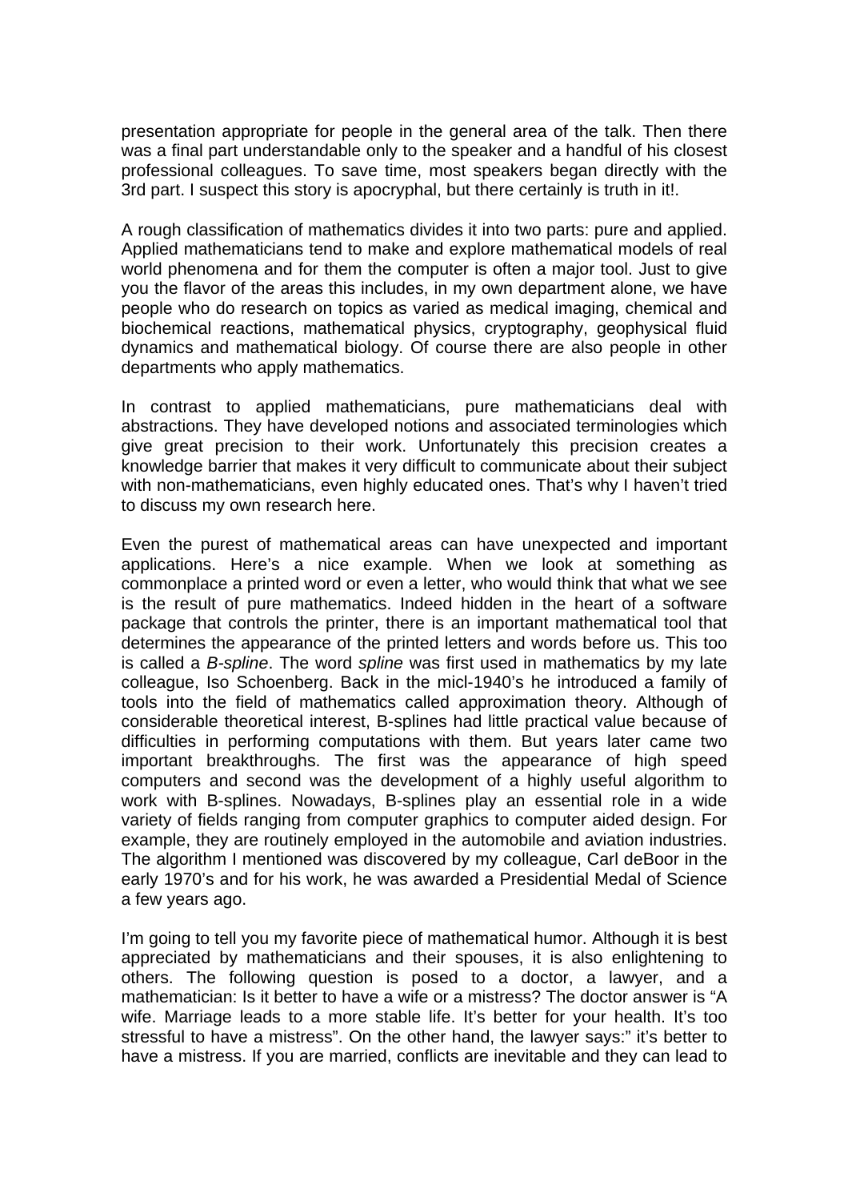presentation appropriate for people in the general area of the talk. Then there was a final part understandable only to the speaker and a handful of his closest professional colleagues. To save time, most speakers began directly with the 3rd part. I suspect this story is apocryphal, but there certainly is truth in it!.

A rough classification of mathematics divides it into two parts: pure and applied. Applied mathematicians tend to make and explore mathematical models of real world phenomena and for them the computer is often a major tool. Just to give you the flavor of the areas this includes, in my own department alone, we have people who do research on topics as varied as medical imaging, chemical and biochemical reactions, mathematical physics, cryptography, geophysical fluid dynamics and mathematical biology. Of course there are also people in other departments who apply mathematics.

In contrast to applied mathematicians, pure mathematicians deal with abstractions. They have developed notions and associated terminologies which give great precision to their work. Unfortunately this precision creates a knowledge barrier that makes it very difficult to communicate about their subject with non-mathematicians, even highly educated ones. That's why I haven't tried to discuss my own research here.

Even the purest of mathematical areas can have unexpected and important applications. Here's a nice example. When we look at something as commonplace a printed word or even a letter, who would think that what we see is the result of pure mathematics. Indeed hidden in the heart of a software package that controls the printer, there is an important mathematical tool that determines the appearance of the printed letters and words before us. This too is called a *B-spline*. The word *spline* was first used in mathematics by my late colleague, Iso Schoenberg. Back in the micl-1940's he introduced a family of tools into the field of mathematics called approximation theory. Although of considerable theoretical interest, B-splines had little practical value because of difficulties in performing computations with them. But years later came two important breakthroughs. The first was the appearance of high speed computers and second was the development of a highly useful algorithm to work with B-splines. Nowadays, B-splines play an essential role in a wide variety of fields ranging from computer graphics to computer aided design. For example, they are routinely employed in the automobile and aviation industries. The algorithm I mentioned was discovered by my colleague, Carl deBoor in the early 1970's and for his work, he was awarded a Presidential Medal of Science a few years ago.

I'm going to tell you my favorite piece of mathematical humor. Although it is best appreciated by mathematicians and their spouses, it is also enlightening to others. The following question is posed to a doctor, a lawyer, and a mathematician: Is it better to have a wife or a mistress? The doctor answer is "A wife. Marriage leads to a more stable life. It's better for your health. It's too stressful to have a mistress". On the other hand, the lawyer says:" it's better to have a mistress. If you are married, conflicts are inevitable and they can lead to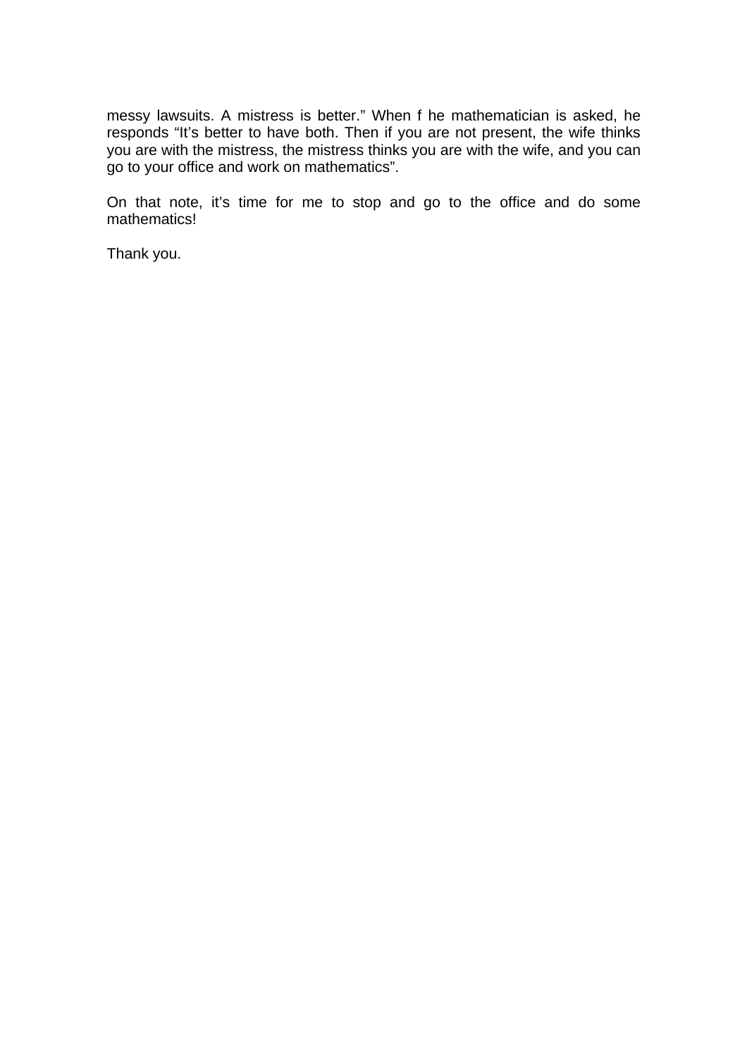messy lawsuits. A mistress is better." When f he mathematician is asked, he responds "It's better to have both. Then if you are not present, the wife thinks you are with the mistress, the mistress thinks you are with the wife, and you can go to your office and work on mathematics".

On that note, it's time for me to stop and go to the office and do some mathematics!

Thank you.